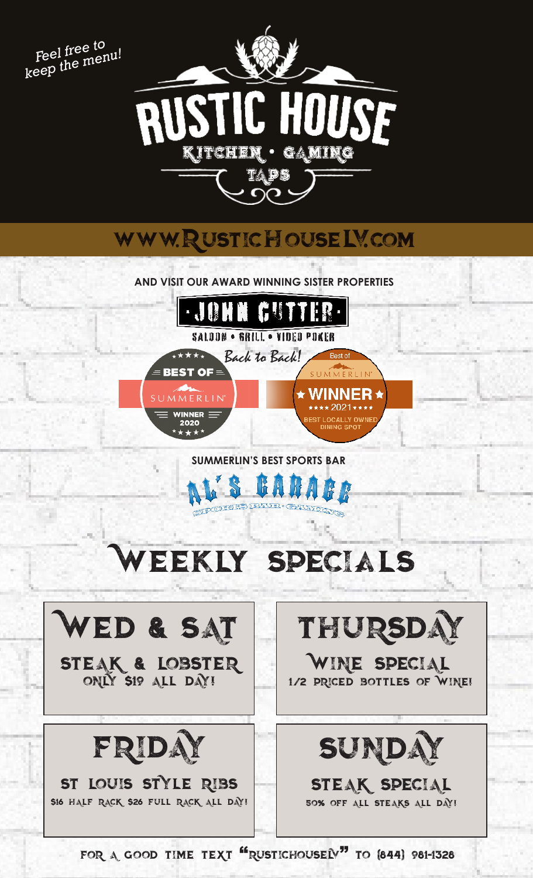*Feel free to keep the menu!*

# RUSTIC HOUSE

KITCHEN • GAMING

TAPS

## WWW.RUSTICHOUSELV.COM

AND VISIT OUR AWARD WINNING SISTER PROPERTIES

**JOHN CUTTER**

SALOON • GRILL • VIDEO POKER

*Back to Back!*

BEST OF SUMMERLIN WINNER 2020

Best of SUMMERLIN WINNER 2021 BEST LOCALLY OWNED DINING SPOT

SUMMERLIN'S BEST SPORTS BAR

**AL'S GARAGE**

SPORTS BAR • GAMING

# WEEKLY SPECIALS

## WED & SAT

STEAK & LOBSTER
ONLY $19 ALL DAY!

## THURSDAY

WINE SPECIAL
1/2 PRICED BOTTLES OF WINE!

## FRIDAY

ST LOUIS STYLE RIBS
$16 HALF RACK $26 FULL RACK ALL DAY!

## SUNDAY

STEAK SPECIAL
50% OFF ALL STEAKS ALL DAY!

FOR A GOOD TIME TEXT "RUSTICHOUSELV" TO (844) 981-1328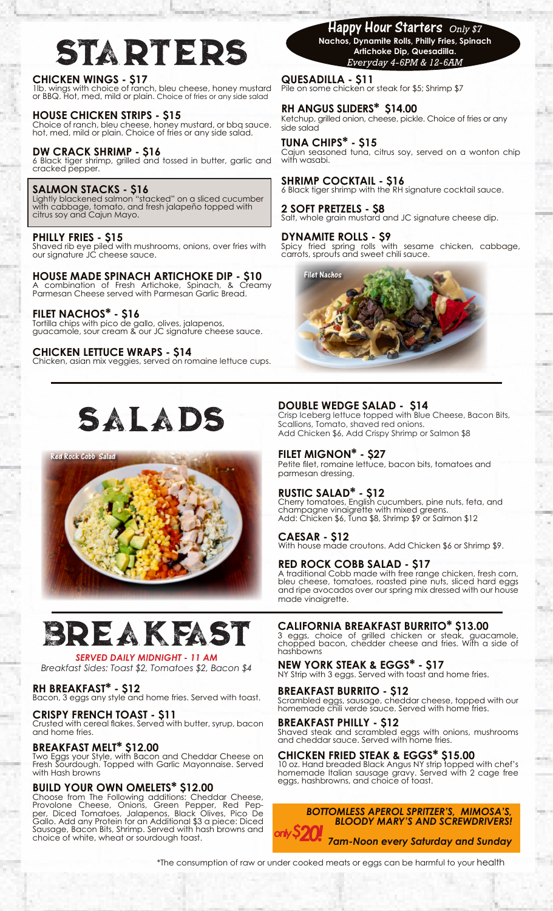# STARTERS

### CHICKEN WINGS - $17
1lb. wings with choice of ranch, bleu cheese, honey mustard or BBQ. Hot, med, mild or plain. Choice of fries or any side salad

### HOUSE CHICKEN STRIPS - $15
Choice of ranch, bleu cheese, honey mustard, or bbq sauce. hot, med, mild or plain. Choice of fries or any side salad.

### DW CRACK SHRIMP - $16
6 Black tiger shrimp, grilled and tossed in butter, garlic and cracked pepper.

### SALMON STACKS - $16
Lightly blackened salmon "stacked" on a sliced cucumber with cabbage, tomato, and fresh jalapeño topped with citrus soy and Cajun Mayo.

### PHILLY FRIES - $15
Shaved rib eye piled with mushrooms, onions, over fries with our signature JC cheese sauce.

### HOUSE MADE SPINACH ARTICHOKE DIP - $10
A combination of Fresh Artichoke, Spinach, & Creamy Parmesan Cheese served with Parmesan Garlic Bread.

### FILET NACHOS* - $16
Tortilla chips with pico de gallo, olives, jalapenos, guacamole, sour cream & our JC signature cheese sauce.

### CHICKEN LETTUCE WRAPS - $14
Chicken, asian mix veggies, served on romaine lettuce cups.

## Happy Hour Starters *Only $7*
**Nachos, Dynamite Rolls, Philly Fries, Spinach Artichoke Dip, Quesadilla.**
*Everyday 4-6PM & 12-6AM*

### QUESADILLA - $11
Pile on some chicken or steak for $5; Shrimp $7

### RH ANGUS SLIDERS* $14.00
Ketchup, grilled onion, cheese, pickle. Choice of fries or any side salad

### TUNA CHIPS* - $15
Cajun seasoned tuna, citrus soy, served on a wonton chip with wasabi.

### SHRIMP COCKTAIL - $16
6 Black tiger shrimp with the RH signature cocktail sauce.

### 2 SOFT PRETZELS - $8
Salt, whole grain mustard and JC signature cheese dip.

### DYNAMITE ROLLS - $9
Spicy fried spring rolls with sesame chicken, cabbage, carrots, sprouts and sweet chili sauce.

Filet Nachos

# SALADS

Red Rock Cobb Salad

### DOUBLE WEDGE SALAD - $14
Crisp Iceberg lettuce topped with Blue Cheese, Bacon Bits, Scallions, Tomato, shaved red onions.
Add Chicken $6, Add Crispy Shrimp or Salmon $8

### FILET MIGNON* - $27
Petite filet, romaine lettuce, bacon bits, tomatoes and parmesan dressing.

### RUSTIC SALAD* - $12
Cherry tomatoes, English cucumbers, pine nuts, feta, and champagne vinaigrette with mixed greens.
Add: Chicken $6, Tuna $8, Shrimp $9 or Salmon $12

### CAESAR - $12
With house made croutons. Add Chicken $6 or Shrimp $9.

### RED ROCK COBB SALAD - $17
A traditional Cobb made with free range chicken, fresh corn, bleu cheese, tomatoes, roasted pine nuts, sliced hard eggs and ripe avocados over our spring mix dressed with our house made vinaigrette.

# BREAKFAST

***SERVED DAILY MIDNIGHT - 11 AM***
*Breakfast Sides: Toast $2, Tomatoes $2, Bacon $4*

### RH BREAKFAST* - $12
Bacon, 3 eggs any style and home fries. Served with toast.

### CRISPY FRENCH TOAST - $11
Crusted with cereal flakes. Served with butter, syrup, bacon and home fries.

### BREAKFAST MELT* $12.00
Two Eggs your Style, with Bacon and Cheddar Cheese on Fresh Sourdough. Topped with Garlic Mayonnaise. Served with Hash browns

### BUILD YOUR OWN OMELETS* $12.00
Choose from The Following additions: Cheddar Cheese, Provolone Cheese, Onions, Green Pepper, Red Pepper, Diced Tomatoes, Jalapenos, Black Olives, Pico De Gallo. Add any Protein for an Additional $3 a piece: Diced Sausage, Bacon Bits, Shrimp. Served with hash browns and choice of white, wheat or sourdough toast.

### CALIFORNIA BREAKFAST BURRITO* $13.00
3 eggs, choice of grilled chicken or steak, guacamole, chopped bacon, chedder cheese and fries. With a side of hashbowns

### NEW YORK STEAK & EGGS* - $17
NY Strip with 3 eggs. Served with toast and home fries.

### BREAKFAST BURRITO - $12
Scrambled eggs, sausage, cheddar cheese, topped with our homemade chili verde sauce. Served with home fries.

### BREAKFAST PHILLY - $12
Shaved steak and scrambled eggs with onions, mushrooms and cheddar sauce. Served with home fries.

### CHICKEN FRIED STEAK & EGGS* $15.00
10 oz. Hand breaded Black Angus NY strip topped with chef's homemade Italian sausage gravy. Served with 2 cage free eggs, hashbrowns, and choice of toast.

***BOTTOMLESS APEROL SPRITZER'S, MIMOSA'S, BLOODY MARY'S AND SCREWDRIVERS!***
*only* **$20!** ***7am-Noon every Saturday and Sunday***

*The consumption of raw or under cooked meats or eggs can be harmful to your health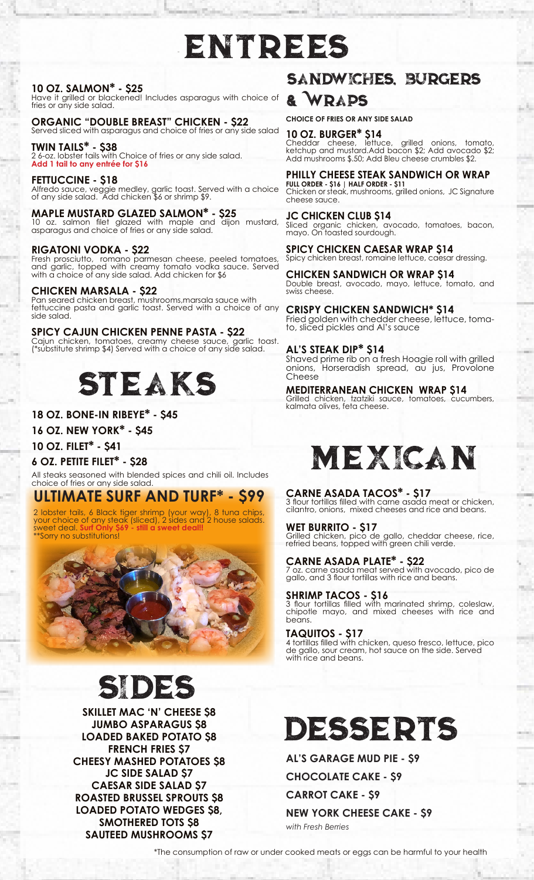# ENTREES

**10 OZ. SALMON* - $25**
Have it grilled or blackened! Includes asparagus with choice of fries or any side salad.

**ORGANIC "DOUBLE BREAST" CHICKEN - $22**
Served sliced with asparagus and choice of fries or any side salad

**TWIN TAILS* - $38**
2 6-oz. lobster tails with Choice of fries or any side salad.
**Add 1 tail to any entrée for $16**

**FETTUCCINE - $18**
Alfredo sauce, veggie medley, garlic toast. Served with a choice of any side salad. Add chicken $6 or shrimp $9.

**MAPLE MUSTARD GLAZED SALMON* - $25**
10 oz. salmon filet glazed with maple and dijon mustard, asparagus and choice of fries or any side salad.

**RIGATONI VODKA - $22**
Fresh prosciutto, romano parmesan cheese, peeled tomatoes, and garlic, topped with creamy tomato vodka sauce. Served with a choice of any side salad. Add chicken for $6

**CHICKEN MARSALA - $22**
Pan seared chicken breast, mushrooms,marsala sauce with fettuccine pasta and garlic toast. Served with a choice of any side salad.

**SPICY CAJUN CHICKEN PENNE PASTA - $22**
Cajun chicken, tomatoes, creamy cheese sauce, garlic toast. (*substitute shrimp $4) Served with a choice of any side salad.

# STEAKS

**18 OZ. BONE-IN RIBEYE* - $45**

**16 OZ. NEW YORK* - $45**

**10 OZ. FILET* - $41**

**6 OZ. PETITE FILET* - $28**

All steaks seasoned with blended spices and chili oil. Includes choice of fries or any side salad.

## ULTIMATE SURF AND TURF* - $99

2 lobster tails, 6 Black tiger shrimp (your way), 8 tuna chips, your choice of any steak (sliced), 2 sides and 2 house salads. sweet deal. **Surf Only $69 - still a sweet deal!!**
**Sorry no substitutions!

# SIDES

**SKILLET MAC 'N' CHEESE $8**
**JUMBO ASPARAGUS $8**
**LOADED BAKED POTATO $8**
**FRENCH FRIES $7**
**CHEESY MASHED POTATOES $8**
**JC SIDE SALAD $7**
**CAESAR SIDE SALAD $7**
**ROASTED BRUSSEL SPROUTS $8**
**LOADED POTATO WEDGES $8,**
**SMOTHERED TOTS $8**
**SAUTEED MUSHROOMS $7**

# SANDWICHES, BURGERS & WRAPS

**CHOICE OF FRIES OR ANY SIDE SALAD**

**10 OZ. BURGER* $14**
Cheddar cheese, lettuce, grilled onions, tomato, ketchup and mustard.Add bacon $2; Add avocado $2; Add mushrooms $.50; Add Bleu cheese crumbles $2.

**PHILLY CHEESE STEAK SANDWICH OR WRAP**
**FULL ORDER - $16 | HALF ORDER - $11**
Chicken or steak, mushrooms, grilled onions, JC Signature cheese sauce.

**JC CHICKEN CLUB $14**
Sliced organic chicken, avocado, tomatoes, bacon, mayo. On toasted sourdough.

**SPICY CHICKEN CAESAR WRAP $14**
Spicy chicken breast, romaine lettuce, caesar dressing.

**CHICKEN SANDWICH OR WRAP $14**
Double breast, avocado, mayo, lettuce, tomato, and swiss cheese.

**CRISPY CHICKEN SANDWICH* $14**
Fried golden with chedder cheese, lettuce, tomato, sliced pickles and Al's sauce

**AL'S STEAK DIP* $14**
Shaved prime rib on a fresh Hoagie roll with grilled onions, Horseradish spread, au jus, Provolone Cheese

**MEDITERRANEAN CHICKEN WRAP $14**
Grilled chicken, tzatziki sauce, tomatoes, cucumbers, kalmata olives, feta cheese.

# MEXICAN

**CARNE ASADA TACOS* - $17**
3 flour tortillas filled with carne asada meat or chicken, cilantro, onions, mixed cheeses and rice and beans.

**WET BURRITO - $17**
Grilled chicken, pico de gallo, cheddar cheese, rice, refried beans, topped with green chili verde.

**CARNE ASADA PLATE* - $22**
7 oz. carne asada meat served with avocado, pico de gallo, and 3 flour tortillas with rice and beans.

**SHRIMP TACOS - $16**
3 flour tortillas filled with marinated shrimp, coleslaw, chipotle mayo, and mixed cheeses with rice and beans.

**TAQUITOS - $17**
4 tortillas filled with chicken, queso fresco, lettuce, pico de gallo, sour cream, hot sauce on the side. Served with rice and beans.

# DESSERTS

**AL'S GARAGE MUD PIE - $9**

**CHOCOLATE CAKE - $9**

**CARROT CAKE - $9**

**NEW YORK CHEESE CAKE - $9**
*with Fresh Berries*

*The consumption of raw or under cooked meats or eggs can be harmful to your health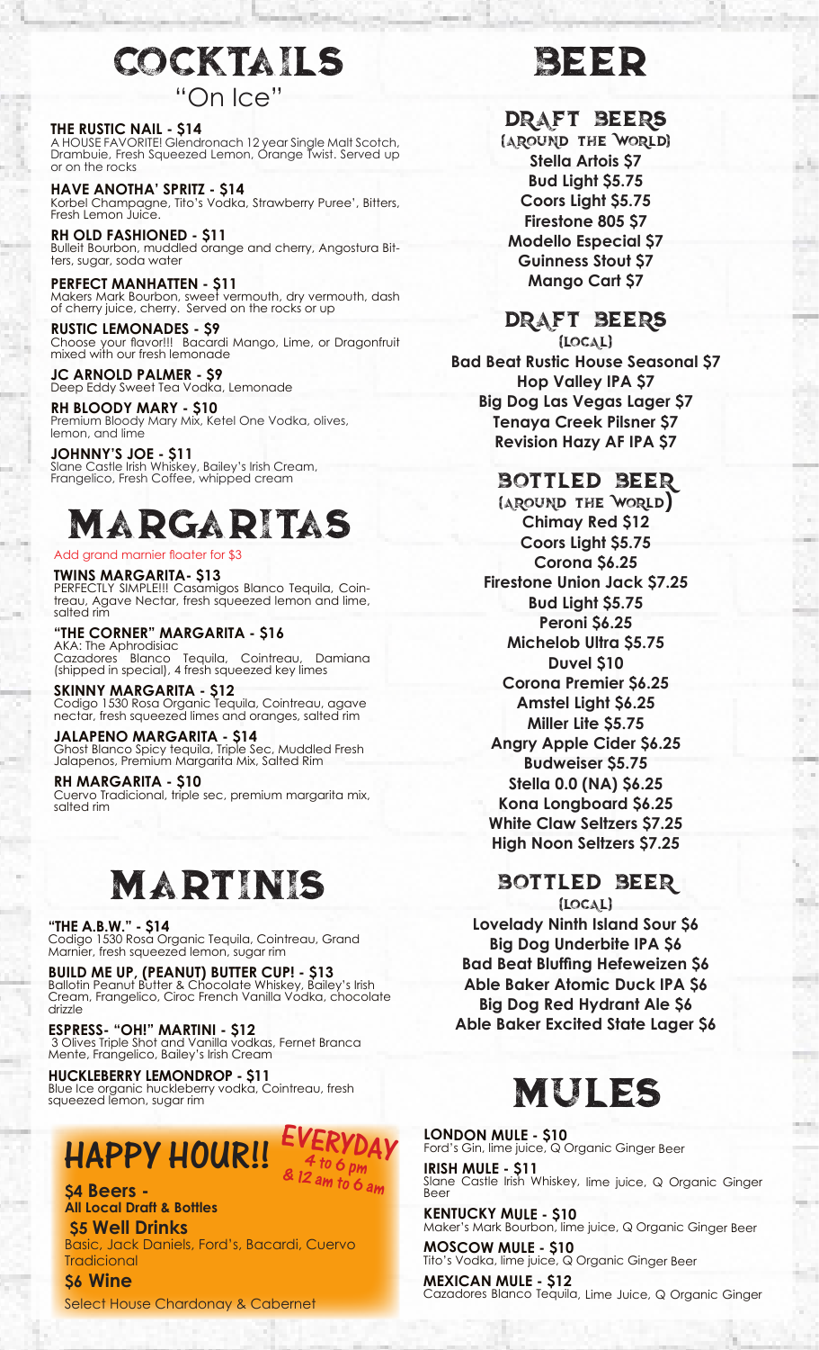# COCKTAILS

"On Ice"

**THE RUSTIC NAIL - $14**
A HOUSE FAVORITE! Glendronach 12 year Single Malt Scotch, Drambuie, Fresh Squeezed Lemon, Orange Twist. Served up or on the rocks

**HAVE ANOTHA' SPRITZ - $14**
Korbel Champagne, Tito's Vodka, Strawberry Puree', Bitters, Fresh Lemon Juice.

**RH OLD FASHIONED - $11**
Bulleit Bourbon, muddled orange and cherry, Angostura Bitters, sugar, soda water

**PERFECT MANHATTEN - $11**
Makers Mark Bourbon, sweet vermouth, dry vermouth, dash of cherry juice, cherry. Served on the rocks or up

**RUSTIC LEMONADES - $9**
Choose your flavor!!! Bacardi Mango, Lime, or Dragonfruit mixed with our fresh lemonade

**JC ARNOLD PALMER - $9**
Deep Eddy Sweet Tea Vodka, Lemonade

**RH BLOODY MARY - $10**
Premium Bloody Mary Mix, Ketel One Vodka, olives, lemon, and lime

**JOHNNY'S JOE - $11**
Slane Castle Irish Whiskey, Bailey's Irish Cream, Frangelico, Fresh Coffee, whipped cream

# MARGARITAS

Add grand marnier floater for $3

**TWINS MARGARITA- $13**
PERFECTLY SIMPLE!!! Casamigos Blanco Tequila, Cointreau, Agave Nectar, fresh squeezed lemon and lime, salted rim

**"THE CORNER" MARGARITA - $16**
AKA: The Aphrodisiac
Cazadores Blanco Tequila, Cointreau, Damiana (shipped in special), 4 fresh squeezed key limes

**SKINNY MARGARITA - $12**
Codigo 1530 Rosa Organic Tequila, Cointreau, agave nectar, fresh squeezed limes and oranges, salted rim

**JALAPENO MARGARITA - $14**
Ghost Blanco Spicy tequila, Triple Sec, Muddled Fresh Jalapenos, Premium Margarita Mix, Salted Rim

**RH MARGARITA - $10**
Cuervo Tradicional, triple sec, premium margarita mix, salted rim

# MARTINIS

**"THE A.B.W." - $14**
Codigo 1530 Rosa Organic Tequila, Cointreau, Grand Marnier, fresh squeezed lemon, sugar rim

**BUILD ME UP, (PEANUT) BUTTER CUP! - $13**
Ballotin Peanut Butter & Chocolate Whiskey, Bailey's Irish Cream, Frangelico, Ciroc French Vanilla Vodka, chocolate drizzle

**ESPRESS- "OH!" MARTINI - $12**
3 Olives Triple Shot and Vanilla vodkas, Fernet Branca Mente, Frangelico, Bailey's Irish Cream

**HUCKLEBERRY LEMONDROP - $11**
Blue Ice organic huckleberry vodka, Cointreau, fresh squeezed lemon, sugar rim

## HAPPY HOUR!!

*EVERYDAY 4 to 6 pm & 12 am to 6 am*

**$4 Beers -**
**All Local Draft & Bottles**

**$5 Well Drinks**
Basic, Jack Daniels, Ford's, Bacardi, Cuervo Tradicional

**$6 Wine**
Select House Chardonay & Cabernet

# BEER

## DRAFT BEERS
(AROUND THE WORLD)

**Stella Artois $7**
**Bud Light $5.75**
**Coors Light $5.75**
**Firestone 805 $7**
**Modello Especial $7**
**Guinness Stout $7**
**Mango Cart $7**

## DRAFT BEERS
(LOCAL)

**Bad Beat Rustic House Seasonal $7**
**Hop Valley IPA $7**
**Big Dog Las Vegas Lager $7**
**Tenaya Creek Pilsner $7**
**Revision Hazy AF IPA $7**

## BOTTLED BEER
(AROUND THE WORLD)

**Chimay Red $12**
**Coors Light $5.75**
**Corona $6.25**
**Firestone Union Jack $7.25**
**Bud Light $5.75**
**Peroni $6.25**
**Michelob Ultra $5.75**
**Duvel $10**
**Corona Premier $6.25**
**Amstel Light $6.25**
**Miller Lite $5.75**
**Angry Apple Cider $6.25**
**Budweiser $5.75**
**Stella 0.0 (NA) $6.25**
**Kona Longboard $6.25**
**White Claw Seltzers $7.25**
**High Noon Seltzers $7.25**

## BOTTLED BEER
(LOCAL)

**Lovelady Ninth Island Sour $6**
**Big Dog Underbite IPA $6**
**Bad Beat Bluffing Hefeweizen $6**
**Able Baker Atomic Duck IPA $6**
**Big Dog Red Hydrant Ale $6**
**Able Baker Excited State Lager $6**

# MULES

**LONDON MULE - $10**
Ford's Gin, lime juice, Q Organic Ginger Beer

**IRISH MULE - $11**
Slane Castle Irish Whiskey, lime juice, Q Organic Ginger Beer

**KENTUCKY MULE - $10**
Maker's Mark Bourbon, lime juice, Q Organic Ginger Beer

**MOSCOW MULE - $10**
Tito's Vodka, lime juice, Q Organic Ginger Beer

**MEXICAN MULE - $12**
Cazadores Blanco Tequila, Lime Juice, Q Organic Ginger